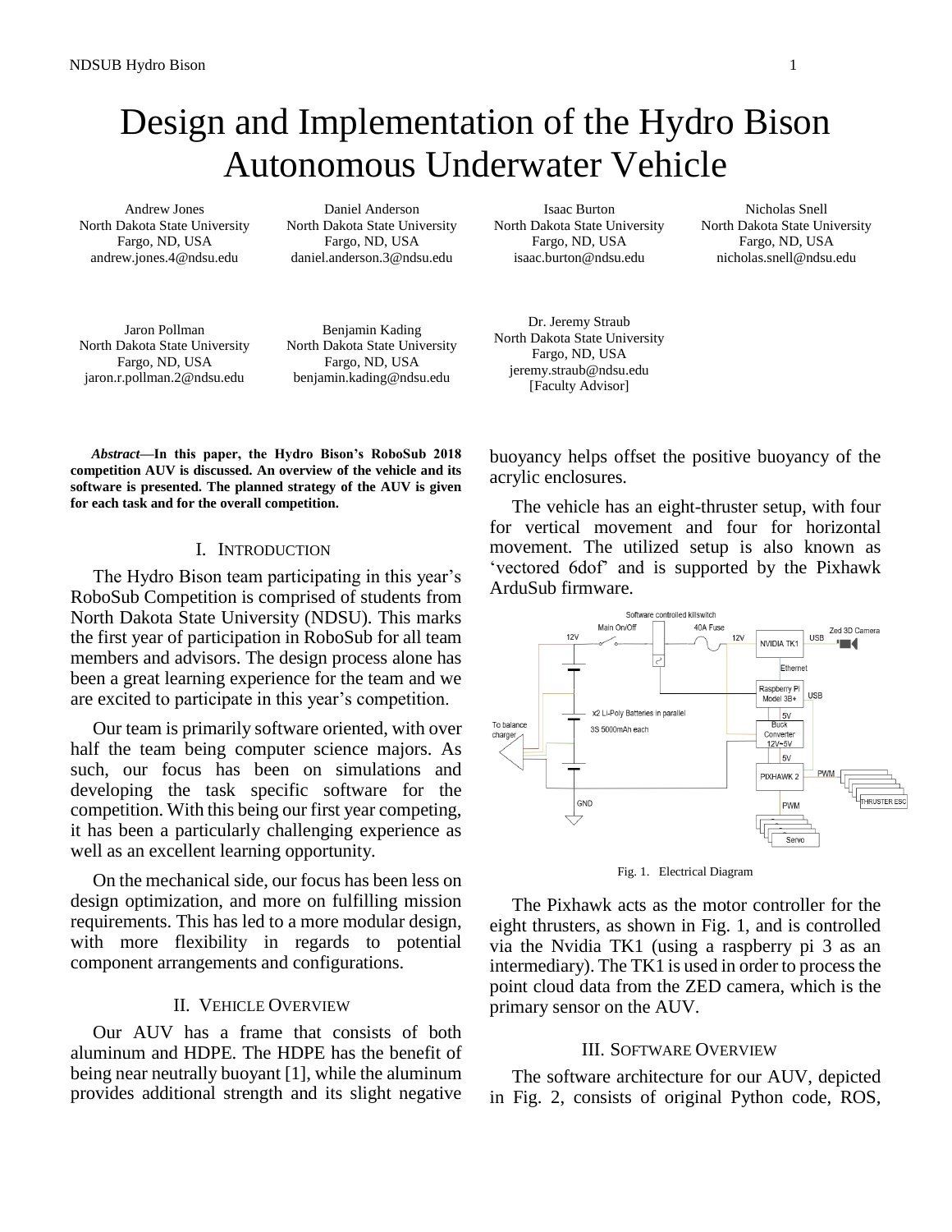# Design and Implementation of the Hydro Bison Autonomous Underwater Vehicle

Andrew Jones
North Dakota State University
Fargo, ND, USA
andrew.jones.4@ndsu.edu

Daniel Anderson
North Dakota State University
Fargo, ND, USA
daniel.anderson.3@ndsu.edu

Isaac Burton
North Dakota State University
Fargo, ND, USA
isaac.burton@ndsu.edu

Nicholas Snell
North Dakota State University
Fargo, ND, USA
nicholas.snell@ndsu.edu

Jaron Pollman
North Dakota State University
Fargo, ND, USA
jaron.r.pollman.2@ndsu.edu

Benjamin Kading
North Dakota State University
Fargo, ND, USA
benjamin.kading@ndsu.edu

Dr. Jeremy Straub
North Dakota State University
Fargo, ND, USA
jeremy.straub@ndsu.edu
[Faculty Advisor]

***Abstract*—In this paper, the Hydro Bison's RoboSub 2018 competition AUV is discussed. An overview of the vehicle and its software is presented. The planned strategy of the AUV is given for each task and for the overall competition.**

## I. Introduction

The Hydro Bison team participating in this year's RoboSub Competition is comprised of students from North Dakota State University (NDSU). This marks the first year of participation in RoboSub for all team members and advisors. The design process alone has been a great learning experience for the team and we are excited to participate in this year's competition.

Our team is primarily software oriented, with over half the team being computer science majors. As such, our focus has been on simulations and developing the task specific software for the competition. With this being our first year competing, it has been a particularly challenging experience as well as an excellent learning opportunity.

On the mechanical side, our focus has been less on design optimization, and more on fulfilling mission requirements. This has led to a more modular design, with more flexibility in regards to potential component arrangements and configurations.

## II. Vehicle Overview

Our AUV has a frame that consists of both aluminum and HDPE. The HDPE has the benefit of being near neutrally buoyant [1], while the aluminum provides additional strength and its slight negative buoyancy helps offset the positive buoyancy of the acrylic enclosures.

The vehicle has an eight-thruster setup, with four for vertical movement and four for horizontal movement. The utilized setup is also known as 'vectored 6dof' and is supported by the Pixhawk ArduSub firmware.

Fig. 1. Electrical Diagram

The Pixhawk acts as the motor controller for the eight thrusters, as shown in Fig. 1, and is controlled via the Nvidia TK1 (using a raspberry pi 3 as an intermediary). The TK1 is used in order to process the point cloud data from the ZED camera, which is the primary sensor on the AUV.

## III. Software Overview

The software architecture for our AUV, depicted in Fig. 2, consists of original Python code, ROS,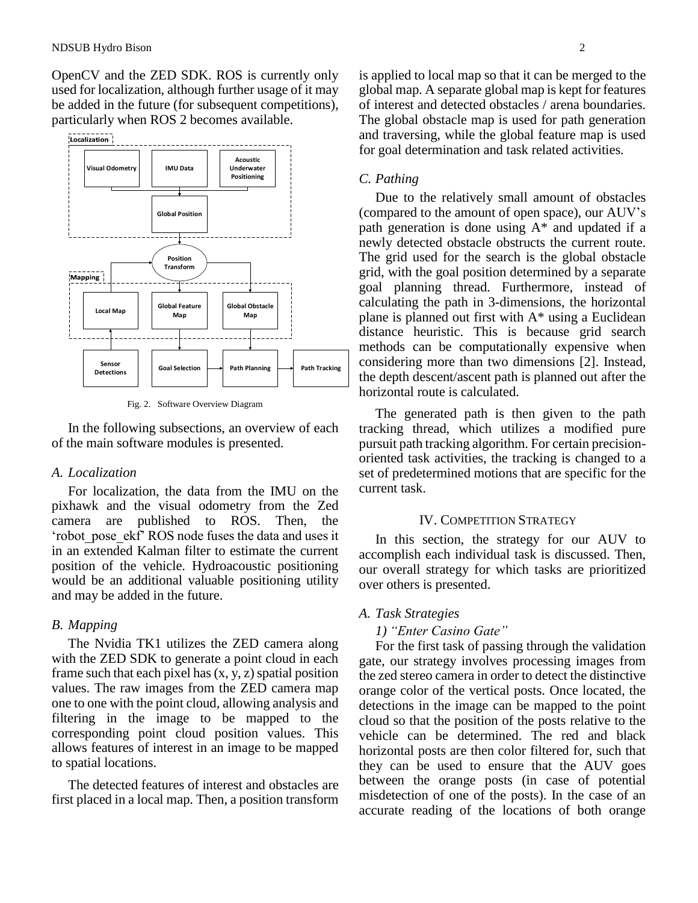OpenCV and the ZED SDK. ROS is currently only used for localization, although further usage of it may be added in the future (for subsequent competitions), particularly when ROS 2 becomes available.

Fig. 2. Software Overview Diagram

In the following subsections, an overview of each of the main software modules is presented.

### *A. Localization*

For localization, the data from the IMU on the pixhawk and the visual odometry from the Zed camera are published to ROS. Then, the 'robot_pose_ekf' ROS node fuses the data and uses it in an extended Kalman filter to estimate the current position of the vehicle. Hydroacoustic positioning would be an additional valuable positioning utility and may be added in the future.

### *B. Mapping*

The Nvidia TK1 utilizes the ZED camera along with the ZED SDK to generate a point cloud in each frame such that each pixel has (x, y, z) spatial position values. The raw images from the ZED camera map one to one with the point cloud, allowing analysis and filtering in the image to be mapped to the corresponding point cloud position values. This allows features of interest in an image to be mapped to spatial locations.

The detected features of interest and obstacles are first placed in a local map. Then, a position transform is applied to local map so that it can be merged to the global map. A separate global map is kept for features of interest and detected obstacles / arena boundaries. The global obstacle map is used for path generation and traversing, while the global feature map is used for goal determination and task related activities.

### *C. Pathing*

Due to the relatively small amount of obstacles (compared to the amount of open space), our AUV's path generation is done using A* and updated if a newly detected obstacle obstructs the current route. The grid used for the search is the global obstacle grid, with the goal position determined by a separate goal planning thread. Furthermore, instead of calculating the path in 3-dimensions, the horizontal plane is planned out first with A* using a Euclidean distance heuristic. This is because grid search methods can be computationally expensive when considering more than two dimensions [2]. Instead, the depth descent/ascent path is planned out after the horizontal route is calculated.

The generated path is then given to the path tracking thread, which utilizes a modified pure pursuit path tracking algorithm. For certain precision-oriented task activities, the tracking is changed to a set of predetermined motions that are specific for the current task.

## IV. Competition Strategy

In this section, the strategy for our AUV to accomplish each individual task is discussed. Then, our overall strategy for which tasks are prioritized over others is presented.

### *A. Task Strategies*

#### *1) "Enter Casino Gate"*

For the first task of passing through the validation gate, our strategy involves processing images from the zed stereo camera in order to detect the distinctive orange color of the vertical posts. Once located, the detections in the image can be mapped to the point cloud so that the position of the posts relative to the vehicle can be determined. The red and black horizontal posts are then color filtered for, such that they can be used to ensure that the AUV goes between the orange posts (in case of potential misdetection of one of the posts). In the case of an accurate reading of the locations of both orange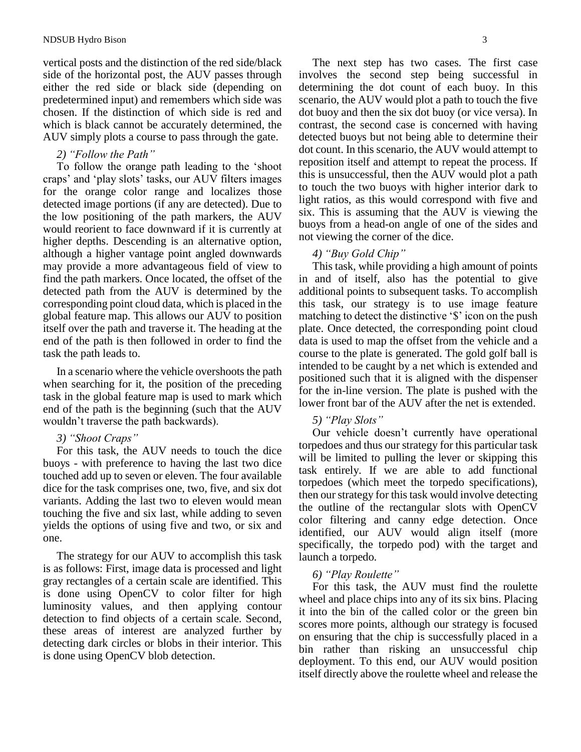vertical posts and the distinction of the red side/black side of the horizontal post, the AUV passes through either the red side or black side (depending on predetermined input) and remembers which side was chosen. If the distinction of which side is red and which is black cannot be accurately determined, the AUV simply plots a course to pass through the gate.

*2) "Follow the Path"*

To follow the orange path leading to the 'shoot craps' and 'play slots' tasks, our AUV filters images for the orange color range and localizes those detected image portions (if any are detected). Due to the low positioning of the path markers, the AUV would reorient to face downward if it is currently at higher depths. Descending is an alternative option, although a higher vantage point angled downwards may provide a more advantageous field of view to find the path markers. Once located, the offset of the detected path from the AUV is determined by the corresponding point cloud data, which is placed in the global feature map. This allows our AUV to position itself over the path and traverse it. The heading at the end of the path is then followed in order to find the task the path leads to.

In a scenario where the vehicle overshoots the path when searching for it, the position of the preceding task in the global feature map is used to mark which end of the path is the beginning (such that the AUV wouldn't traverse the path backwards).

*3) "Shoot Craps"*

For this task, the AUV needs to touch the dice buoys - with preference to having the last two dice touched add up to seven or eleven. The four available dice for the task comprises one, two, five, and six dot variants. Adding the last two to eleven would mean touching the five and six last, while adding to seven yields the options of using five and two, or six and one.

The strategy for our AUV to accomplish this task is as follows: First, image data is processed and light gray rectangles of a certain scale are identified. This is done using OpenCV to color filter for high luminosity values, and then applying contour detection to find objects of a certain scale. Second, these areas of interest are analyzed further by detecting dark circles or blobs in their interior. This is done using OpenCV blob detection.

The next step has two cases. The first case involves the second step being successful in determining the dot count of each buoy. In this scenario, the AUV would plot a path to touch the five dot buoy and then the six dot buoy (or vice versa). In contrast, the second case is concerned with having detected buoys but not being able to determine their dot count. In this scenario, the AUV would attempt to reposition itself and attempt to repeat the process. If this is unsuccessful, then the AUV would plot a path to touch the two buoys with higher interior dark to light ratios, as this would correspond with five and six. This is assuming that the AUV is viewing the buoys from a head-on angle of one of the sides and not viewing the corner of the dice.

*4) "Buy Gold Chip"*

This task, while providing a high amount of points in and of itself, also has the potential to give additional points to subsequent tasks. To accomplish this task, our strategy is to use image feature matching to detect the distinctive '$' icon on the push plate. Once detected, the corresponding point cloud data is used to map the offset from the vehicle and a course to the plate is generated. The gold golf ball is intended to be caught by a net which is extended and positioned such that it is aligned with the dispenser for the in-line version. The plate is pushed with the lower front bar of the AUV after the net is extended.

*5) "Play Slots"*

Our vehicle doesn't currently have operational torpedoes and thus our strategy for this particular task will be limited to pulling the lever or skipping this task entirely. If we are able to add functional torpedoes (which meet the torpedo specifications), then our strategy for this task would involve detecting the outline of the rectangular slots with OpenCV color filtering and canny edge detection. Once identified, our AUV would align itself (more specifically, the torpedo pod) with the target and launch a torpedo.

*6) "Play Roulette"*

For this task, the AUV must find the roulette wheel and place chips into any of its six bins. Placing it into the bin of the called color or the green bin scores more points, although our strategy is focused on ensuring that the chip is successfully placed in a bin rather than risking an unsuccessful chip deployment. To this end, our AUV would position itself directly above the roulette wheel and release the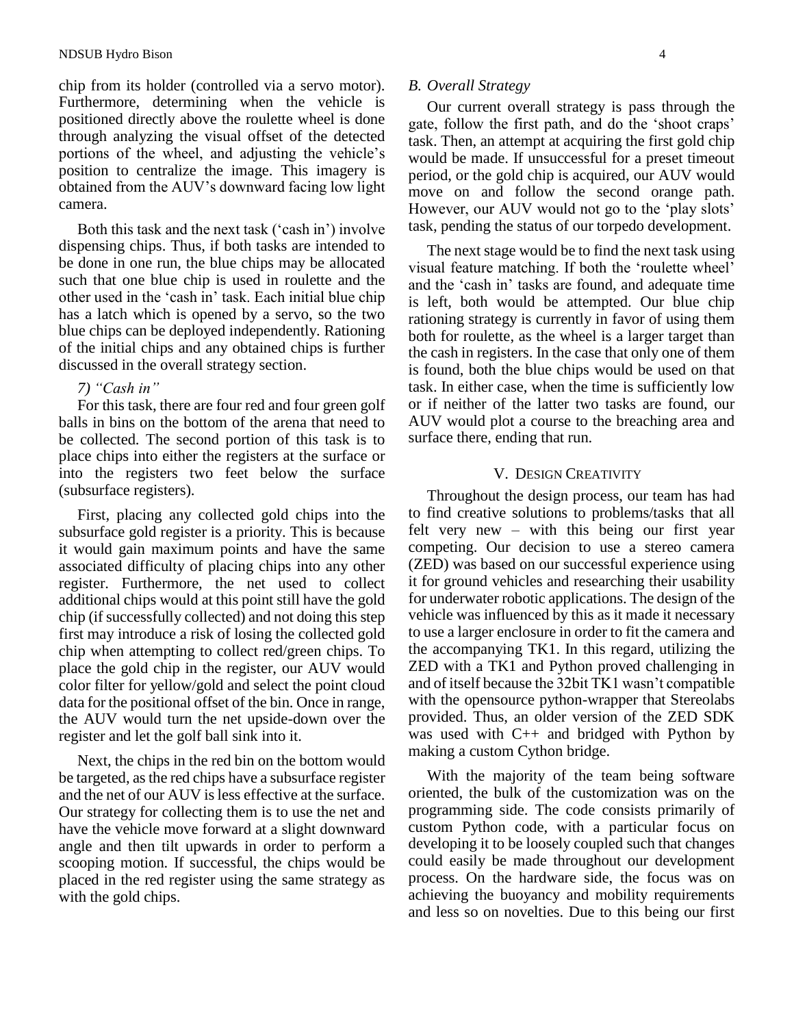chip from its holder (controlled via a servo motor). Furthermore, determining when the vehicle is positioned directly above the roulette wheel is done through analyzing the visual offset of the detected portions of the wheel, and adjusting the vehicle's position to centralize the image. This imagery is obtained from the AUV's downward facing low light camera.

Both this task and the next task ('cash in') involve dispensing chips. Thus, if both tasks are intended to be done in one run, the blue chips may be allocated such that one blue chip is used in roulette and the other used in the 'cash in' task. Each initial blue chip has a latch which is opened by a servo, so the two blue chips can be deployed independently. Rationing of the initial chips and any obtained chips is further discussed in the overall strategy section.

*7) "Cash in"*

For this task, there are four red and four green golf balls in bins on the bottom of the arena that need to be collected. The second portion of this task is to place chips into either the registers at the surface or into the registers two feet below the surface (subsurface registers).

First, placing any collected gold chips into the subsurface gold register is a priority. This is because it would gain maximum points and have the same associated difficulty of placing chips into any other register. Furthermore, the net used to collect additional chips would at this point still have the gold chip (if successfully collected) and not doing this step first may introduce a risk of losing the collected gold chip when attempting to collect red/green chips. To place the gold chip in the register, our AUV would color filter for yellow/gold and select the point cloud data for the positional offset of the bin. Once in range, the AUV would turn the net upside-down over the register and let the golf ball sink into it.

Next, the chips in the red bin on the bottom would be targeted, as the red chips have a subsurface register and the net of our AUV is less effective at the surface. Our strategy for collecting them is to use the net and have the vehicle move forward at a slight downward angle and then tilt upwards in order to perform a scooping motion. If successful, the chips would be placed in the red register using the same strategy as with the gold chips.

### *B. Overall Strategy*

Our current overall strategy is pass through the gate, follow the first path, and do the 'shoot craps' task. Then, an attempt at acquiring the first gold chip would be made. If unsuccessful for a preset timeout period, or the gold chip is acquired, our AUV would move on and follow the second orange path. However, our AUV would not go to the 'play slots' task, pending the status of our torpedo development.

The next stage would be to find the next task using visual feature matching. If both the 'roulette wheel' and the 'cash in' tasks are found, and adequate time is left, both would be attempted. Our blue chip rationing strategy is currently in favor of using them both for roulette, as the wheel is a larger target than the cash in registers. In the case that only one of them is found, both the blue chips would be used on that task. In either case, when the time is sufficiently low or if neither of the latter two tasks are found, our AUV would plot a course to the breaching area and surface there, ending that run.

## V. Design Creativity

Throughout the design process, our team has had to find creative solutions to problems/tasks that all felt very new – with this being our first year competing. Our decision to use a stereo camera (ZED) was based on our successful experience using it for ground vehicles and researching their usability for underwater robotic applications. The design of the vehicle was influenced by this as it made it necessary to use a larger enclosure in order to fit the camera and the accompanying TK1. In this regard, utilizing the ZED with a TK1 and Python proved challenging in and of itself because the 32bit TK1 wasn't compatible with the opensource python-wrapper that Stereolabs provided. Thus, an older version of the ZED SDK was used with C++ and bridged with Python by making a custom Cython bridge.

With the majority of the team being software oriented, the bulk of the customization was on the programming side. The code consists primarily of custom Python code, with a particular focus on developing it to be loosely coupled such that changes could easily be made throughout our development process. On the hardware side, the focus was on achieving the buoyancy and mobility requirements and less so on novelties. Due to this being our first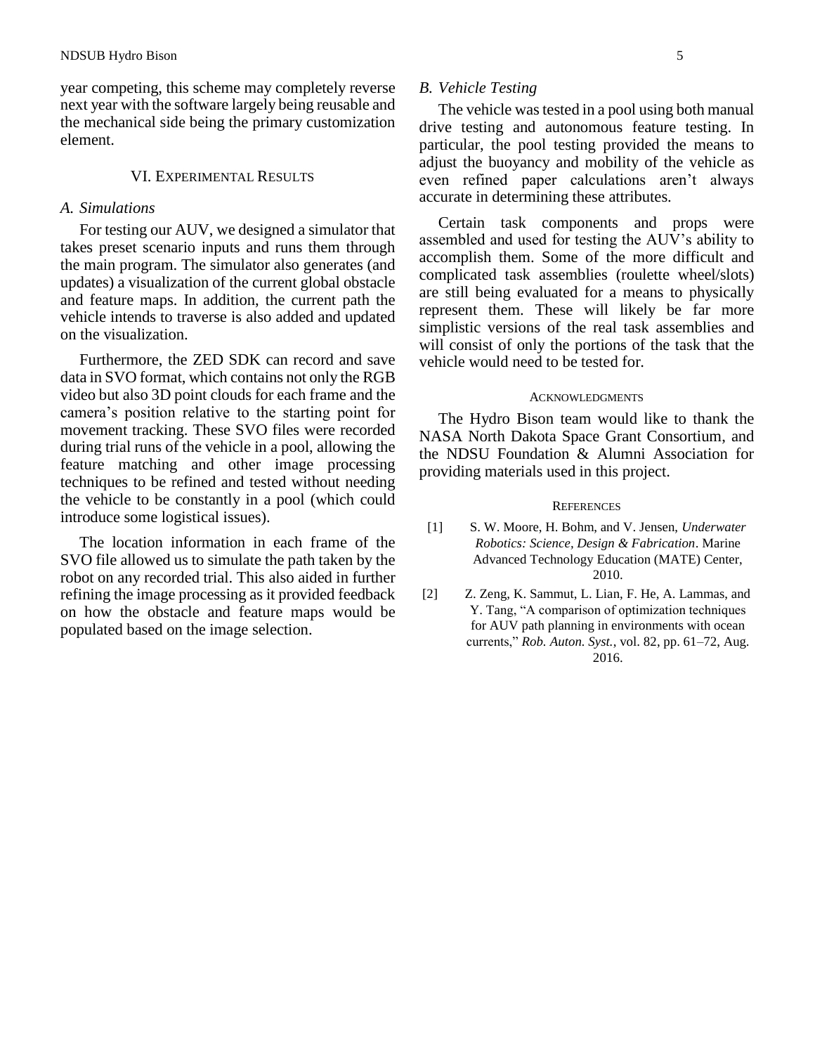year competing, this scheme may completely reverse next year with the software largely being reusable and the mechanical side being the primary customization element.

## VI. Experimental Results

### A. Simulations

For testing our AUV, we designed a simulator that takes preset scenario inputs and runs them through the main program. The simulator also generates (and updates) a visualization of the current global obstacle and feature maps. In addition, the current path the vehicle intends to traverse is also added and updated on the visualization.

Furthermore, the ZED SDK can record and save data in SVO format, which contains not only the RGB video but also 3D point clouds for each frame and the camera's position relative to the starting point for movement tracking. These SVO files were recorded during trial runs of the vehicle in a pool, allowing the feature matching and other image processing techniques to be refined and tested without needing the vehicle to be constantly in a pool (which could introduce some logistical issues).

The location information in each frame of the SVO file allowed us to simulate the path taken by the robot on any recorded trial. This also aided in further refining the image processing as it provided feedback on how the obstacle and feature maps would be populated based on the image selection.

### B. Vehicle Testing

The vehicle was tested in a pool using both manual drive testing and autonomous feature testing. In particular, the pool testing provided the means to adjust the buoyancy and mobility of the vehicle as even refined paper calculations aren't always accurate in determining these attributes.

Certain task components and props were assembled and used for testing the AUV's ability to accomplish them. Some of the more difficult and complicated task assemblies (roulette wheel/slots) are still being evaluated for a means to physically represent them. These will likely be far more simplistic versions of the real task assemblies and will consist of only the portions of the task that the vehicle would need to be tested for.

## Acknowledgments

The Hydro Bison team would like to thank the NASA North Dakota Space Grant Consortium, and the NDSU Foundation & Alumni Association for providing materials used in this project.

## References

[1] S. W. Moore, H. Bohm, and V. Jensen, *Underwater Robotics: Science, Design & Fabrication*. Marine Advanced Technology Education (MATE) Center, 2010.

[2] Z. Zeng, K. Sammut, L. Lian, F. He, A. Lammas, and Y. Tang, "A comparison of optimization techniques for AUV path planning in environments with ocean currents," *Rob. Auton. Syst.*, vol. 82, pp. 61–72, Aug. 2016.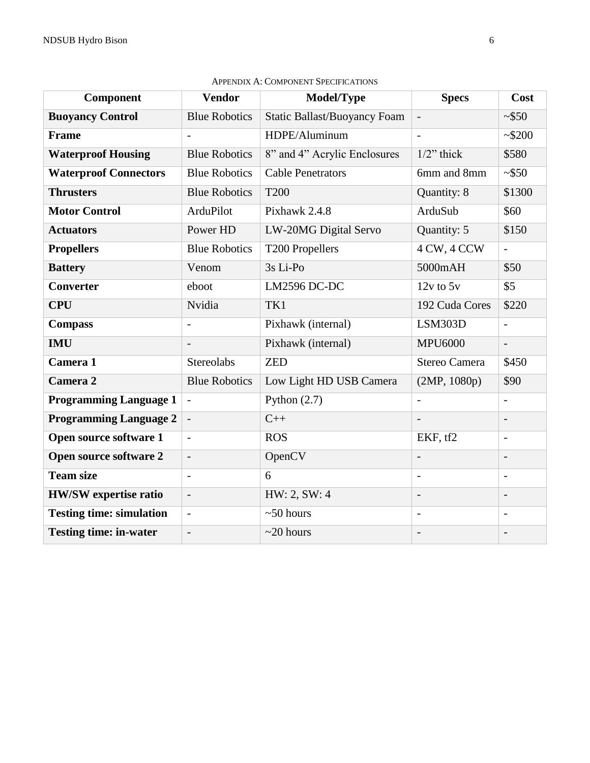## Appendix A: Component Specifications

| Component | Vendor | Model/Type | Specs | Cost |
|---|---|---|---|---|
| **Buoyancy Control** | Blue Robotics | Static Ballast/Buoyancy Foam | - | ~$50 |
| **Frame** | - | HDPE/Aluminum | - | ~$200 |
| **Waterproof Housing** | Blue Robotics | 8” and 4” Acrylic Enclosures | 1/2” thick | $580 |
| **Waterproof Connectors** | Blue Robotics | Cable Penetrators | 6mm and 8mm | ~$50 |
| **Thrusters** | Blue Robotics | T200 | Quantity: 8 | $1300 |
| **Motor Control** | ArduPilot | Pixhawk 2.4.8 | ArduSub | $60 |
| **Actuators** | Power HD | LW-20MG Digital Servo | Quantity: 5 | $150 |
| **Propellers** | Blue Robotics | T200 Propellers | 4 CW, 4 CCW | - |
| **Battery** | Venom | 3s Li-Po | 5000mAH | $50 |
| **Converter** | eboot | LM2596 DC-DC | 12v to 5v | $5 |
| **CPU** | Nvidia | TK1 | 192 Cuda Cores | $220 |
| **Compass** | - | Pixhawk (internal) | LSM303D | - |
| **IMU** | - | Pixhawk (internal) | MPU6000 | - |
| **Camera 1** | Stereolabs | ZED | Stereo Camera | $450 |
| **Camera 2** | Blue Robotics | Low Light HD USB Camera | (2MP, 1080p) | $90 |
| **Programming Language 1** | - | Python (2.7) | - | - |
| **Programming Language 2** | - | C++ | - | - |
| **Open source software 1** | - | ROS | EKF, tf2 | - |
| **Open source software 2** | - | OpenCV | - | - |
| **Team size** | - | 6 | - | - |
| **HW/SW expertise ratio** | - | HW: 2, SW: 4 | - | - |
| **Testing time: simulation** | - | ~50 hours | - | - |
| **Testing time: in-water** | - | ~20 hours | - | - |